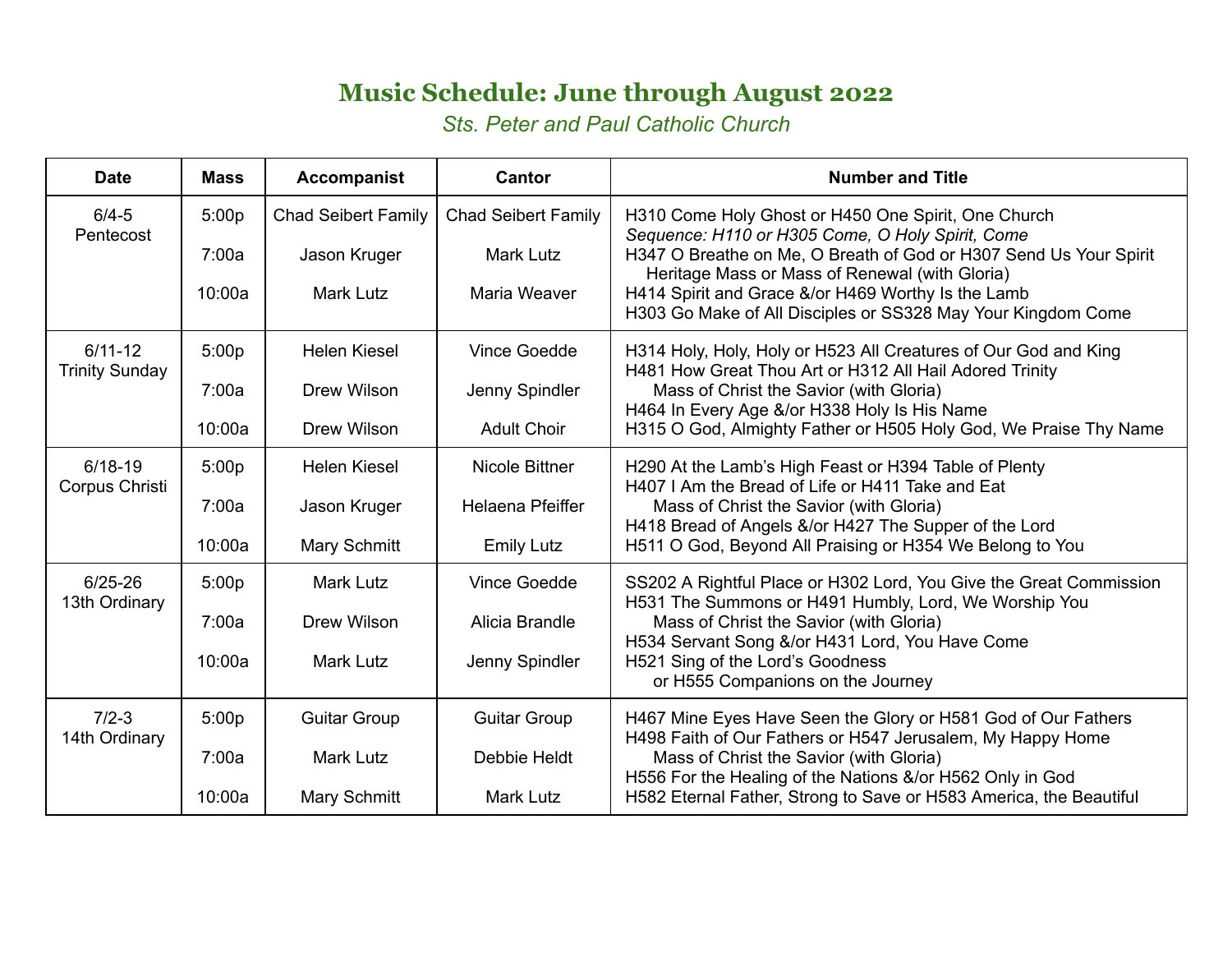# Music Schedule: June through August 2022

*Sts. Peter and Paul Catholic Church*

| Date | Mass | Accompanist | Cantor | Number and Title |
|---|---|---|---|---|
| 6/4-5 Pentecost | 5:00p | Chad Seibert Family | Chad Seibert Family | H310 Come Holy Ghost or H450 One Spirit, One Church<br>*Sequence: H110 or H305 Come, O Holy Spirit, Come* |
| | 7:00a | Jason Kruger | Mark Lutz | H347 O Breathe on Me, O Breath of God or H307 Send Us Your Spirit<br>Heritage Mass or Mass of Renewal (with Gloria) |
| | 10:00a | Mark Lutz | Maria Weaver | H414 Spirit and Grace &/or H469 Worthy Is the Lamb<br>H303 Go Make of All Disciples or SS328 May Your Kingdom Come |
| 6/11-12 Trinity Sunday | 5:00p | Helen Kiesel | Vince Goedde | H314 Holy, Holy, Holy or H523 All Creatures of Our God and King |
| | 7:00a | Drew Wilson | Jenny Spindler | H481 How Great Thou Art or H312 All Hail Adored Trinity<br>Mass of Christ the Savior (with Gloria) |
| | 10:00a | Drew Wilson | Adult Choir | H464 In Every Age &/or H338 Holy Is His Name<br>H315 O God, Almighty Father or H505 Holy God, We Praise Thy Name |
| 6/18-19 Corpus Christi | 5:00p | Helen Kiesel | Nicole Bittner | H290 At the Lamb's High Feast or H394 Table of Plenty |
| | 7:00a | Jason Kruger | Helaena Pfeiffer | H407 I Am the Bread of Life or H411 Take and Eat<br>Mass of Christ the Savior (with Gloria) |
| | 10:00a | Mary Schmitt | Emily Lutz | H418 Bread of Angels &/or H427 The Supper of the Lord<br>H511 O God, Beyond All Praising or H354 We Belong to You |
| 6/25-26 13th Ordinary | 5:00p | Mark Lutz | Vince Goedde | SS202 A Rightful Place or H302 Lord, You Give the Great Commission |
| | 7:00a | Drew Wilson | Alicia Brandle | H531 The Summons or H491 Humbly, Lord, We Worship You<br>Mass of Christ the Savior (with Gloria) |
| | 10:00a | Mark Lutz | Jenny Spindler | H534 Servant Song &/or H431 Lord, You Have Come<br>H521 Sing of the Lord's Goodness or H555 Companions on the Journey |
| 7/2-3 14th Ordinary | 5:00p | Guitar Group | Guitar Group | H467 Mine Eyes Have Seen the Glory or H581 God of Our Fathers |
| | 7:00a | Mark Lutz | Debbie Heldt | H498 Faith of Our Fathers or H547 Jerusalem, My Happy Home<br>Mass of Christ the Savior (with Gloria) |
| | 10:00a | Mary Schmitt | Mark Lutz | H556 For the Healing of the Nations &/or H562 Only in God<br>H582 Eternal Father, Strong to Save or H583 America, the Beautiful |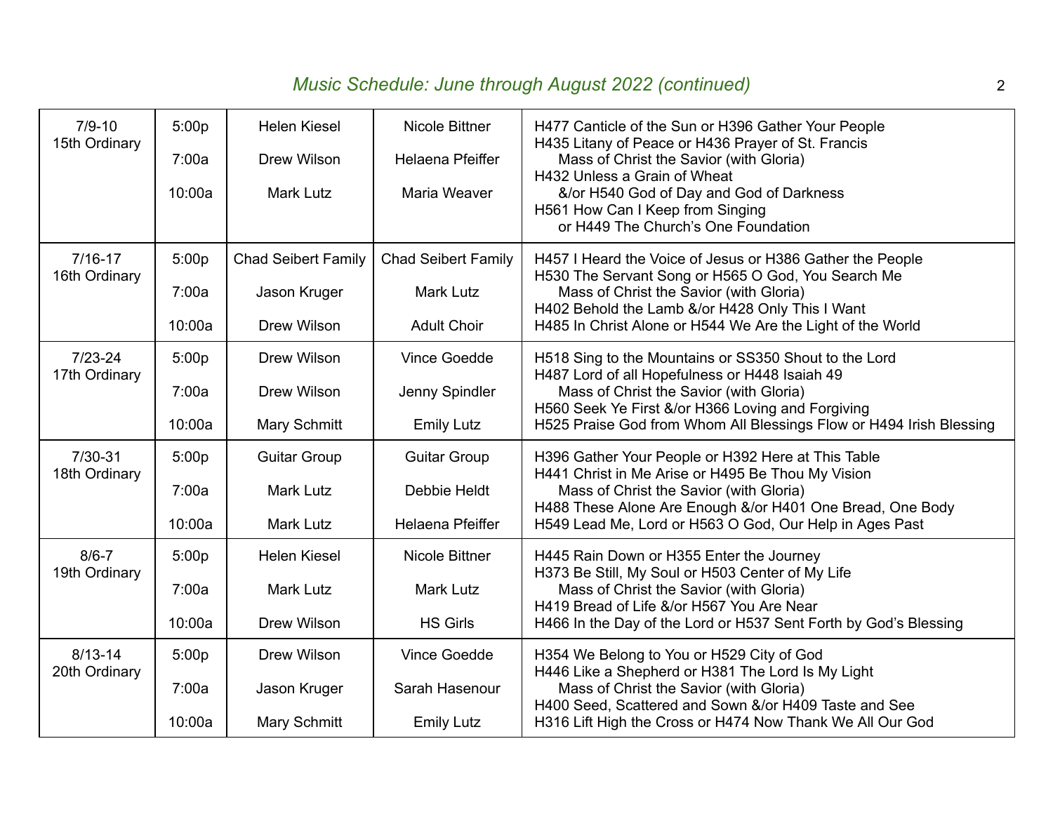## *Music Schedule: June through August 2022 (continued)*

| | | | | |
|---|---|---|---|---|
| 7/9-10<br>15th Ordinary | 5:00p<br>7:00a<br>10:00a | Helen Kiesel<br>Drew Wilson<br>Mark Lutz | Nicole Bittner<br>Helaena Pfeiffer<br>Maria Weaver | H477 Canticle of the Sun or H396 Gather Your People<br>H435 Litany of Peace or H436 Prayer of St. Francis<br>Mass of Christ the Savior (with Gloria)<br>H432 Unless a Grain of Wheat<br>&/or H540 God of Day and God of Darkness<br>H561 How Can I Keep from Singing<br>or H449 The Church's One Foundation |
| 7/16-17<br>16th Ordinary | 5:00p<br>7:00a<br>10:00a | Chad Seibert Family<br>Jason Kruger<br>Drew Wilson | Chad Seibert Family<br>Mark Lutz<br>Adult Choir | H457 I Heard the Voice of Jesus or H386 Gather the People<br>H530 The Servant Song or H565 O God, You Search Me<br>Mass of Christ the Savior (with Gloria)<br>H402 Behold the Lamb &/or H428 Only This I Want<br>H485 In Christ Alone or H544 We Are the Light of the World |
| 7/23-24<br>17th Ordinary | 5:00p<br>7:00a<br>10:00a | Drew Wilson<br>Drew Wilson<br>Mary Schmitt | Vince Goedde<br>Jenny Spindler<br>Emily Lutz | H518 Sing to the Mountains or SS350 Shout to the Lord<br>H487 Lord of all Hopefulness or H448 Isaiah 49<br>Mass of Christ the Savior (with Gloria)<br>H560 Seek Ye First &/or H366 Loving and Forgiving<br>H525 Praise God from Whom All Blessings Flow or H494 Irish Blessing |
| 7/30-31<br>18th Ordinary | 5:00p<br>7:00a<br>10:00a | Guitar Group<br>Mark Lutz<br>Mark Lutz | Guitar Group<br>Debbie Heldt<br>Helaena Pfeiffer | H396 Gather Your People or H392 Here at This Table<br>H441 Christ in Me Arise or H495 Be Thou My Vision<br>Mass of Christ the Savior (with Gloria)<br>H488 These Alone Are Enough &/or H401 One Bread, One Body<br>H549 Lead Me, Lord or H563 O God, Our Help in Ages Past |
| 8/6-7<br>19th Ordinary | 5:00p<br>7:00a<br>10:00a | Helen Kiesel<br>Mark Lutz<br>Drew Wilson | Nicole Bittner<br>Mark Lutz<br>HS Girls | H445 Rain Down or H355 Enter the Journey<br>H373 Be Still, My Soul or H503 Center of My Life<br>Mass of Christ the Savior (with Gloria)<br>H419 Bread of Life &/or H567 You Are Near<br>H466 In the Day of the Lord or H537 Sent Forth by God's Blessing |
| 8/13-14<br>20th Ordinary | 5:00p<br>7:00a<br>10:00a | Drew Wilson<br>Jason Kruger<br>Mary Schmitt | Vince Goedde<br>Sarah Hasenour<br>Emily Lutz | H354 We Belong to You or H529 City of God<br>H446 Like a Shepherd or H381 The Lord Is My Light<br>Mass of Christ the Savior (with Gloria)<br>H400 Seed, Scattered and Sown &/or H409 Taste and See<br>H316 Lift High the Cross or H474 Now Thank We All Our God |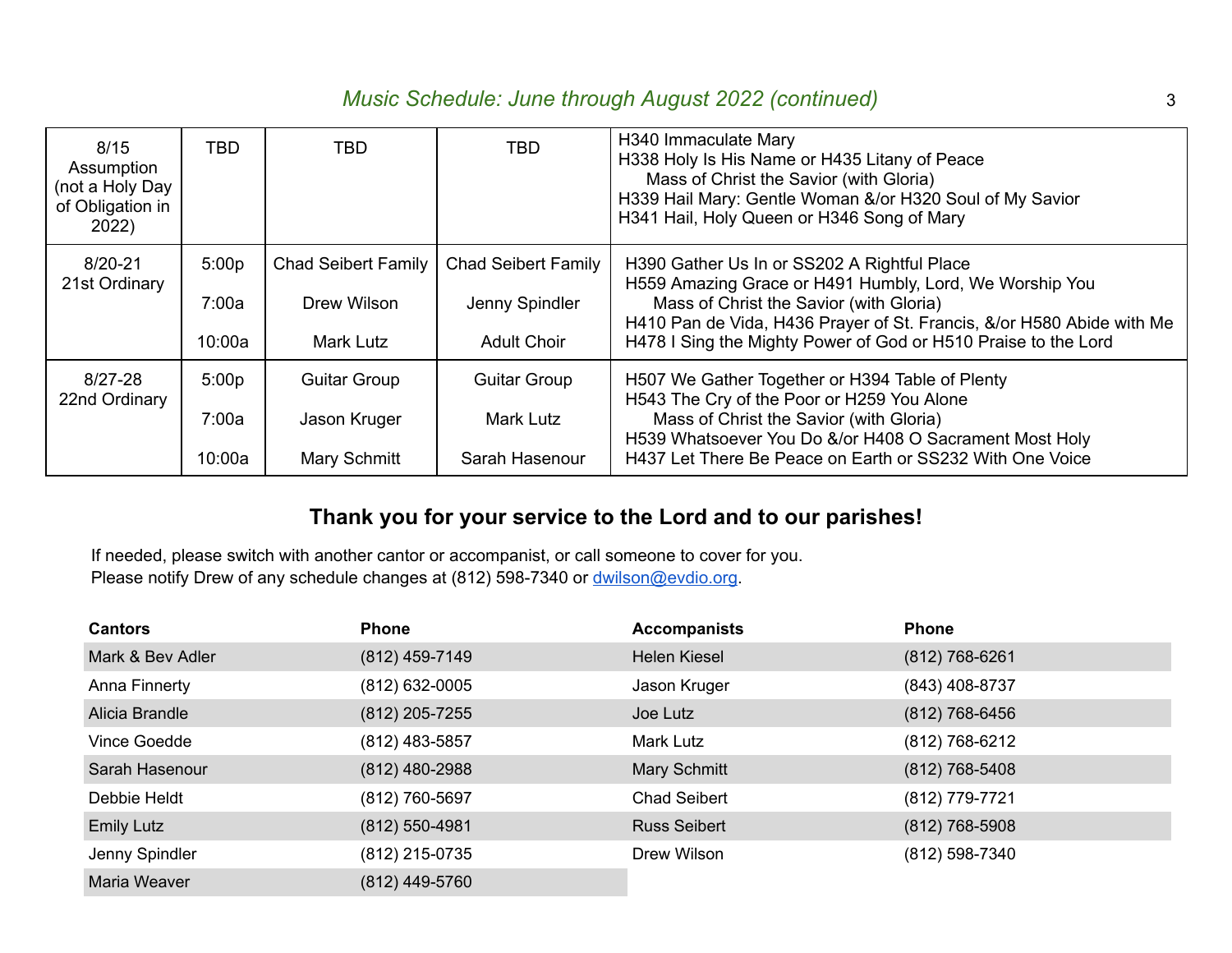## *Music Schedule: June through August 2022 (continued)*

| | | | | |
|---|---|---|---|---|
| 8/15 Assumption (not a Holy Day of Obligation in 2022) | TBD | TBD | TBD | H340 Immaculate Mary<br>H338 Holy Is His Name or H435 Litany of Peace<br>Mass of Christ the Savior (with Gloria)<br>H339 Hail Mary: Gentle Woman &/or H320 Soul of My Savior<br>H341 Hail, Holy Queen or H346 Song of Mary |
| 8/20-21 21st Ordinary | 5:00p<br>7:00a<br>10:00a | Chad Seibert Family<br>Drew Wilson<br>Mark Lutz | Chad Seibert Family<br>Jenny Spindler<br>Adult Choir | H390 Gather Us In or SS202 A Rightful Place<br>H559 Amazing Grace or H491 Humbly, Lord, We Worship You<br>Mass of Christ the Savior (with Gloria)<br>H410 Pan de Vida, H436 Prayer of St. Francis, &/or H580 Abide with Me<br>H478 I Sing the Mighty Power of God or H510 Praise to the Lord |
| 8/27-28 22nd Ordinary | 5:00p<br>7:00a<br>10:00a | Guitar Group<br>Jason Kruger<br>Mary Schmitt | Guitar Group<br>Mark Lutz<br>Sarah Hasenour | H507 We Gather Together or H394 Table of Plenty<br>H543 The Cry of the Poor or H259 You Alone<br>Mass of Christ the Savior (with Gloria)<br>H539 Whatsoever You Do &/or H408 O Sacrament Most Holy<br>H437 Let There Be Peace on Earth or SS232 With One Voice |

## **Thank you for your service to the Lord and to our parishes!**

If needed, please switch with another cantor or accompanist, or call someone to cover for you.
Please notify Drew of any schedule changes at (812) 598-7340 or dwilson@evdio.org.

| Cantors | Phone | Accompanists | Phone |
|---|---|---|---|
| Mark & Bev Adler | (812) 459-7149 | Helen Kiesel | (812) 768-6261 |
| Anna Finnerty | (812) 632-0005 | Jason Kruger | (843) 408-8737 |
| Alicia Brandle | (812) 205-7255 | Joe Lutz | (812) 768-6456 |
| Vince Goedde | (812) 483-5857 | Mark Lutz | (812) 768-6212 |
| Sarah Hasenour | (812) 480-2988 | Mary Schmitt | (812) 768-5408 |
| Debbie Heldt | (812) 760-5697 | Chad Seibert | (812) 779-7721 |
| Emily Lutz | (812) 550-4981 | Russ Seibert | (812) 768-5908 |
| Jenny Spindler | (812) 215-0735 | Drew Wilson | (812) 598-7340 |
| Maria Weaver | (812) 449-5760 | | |